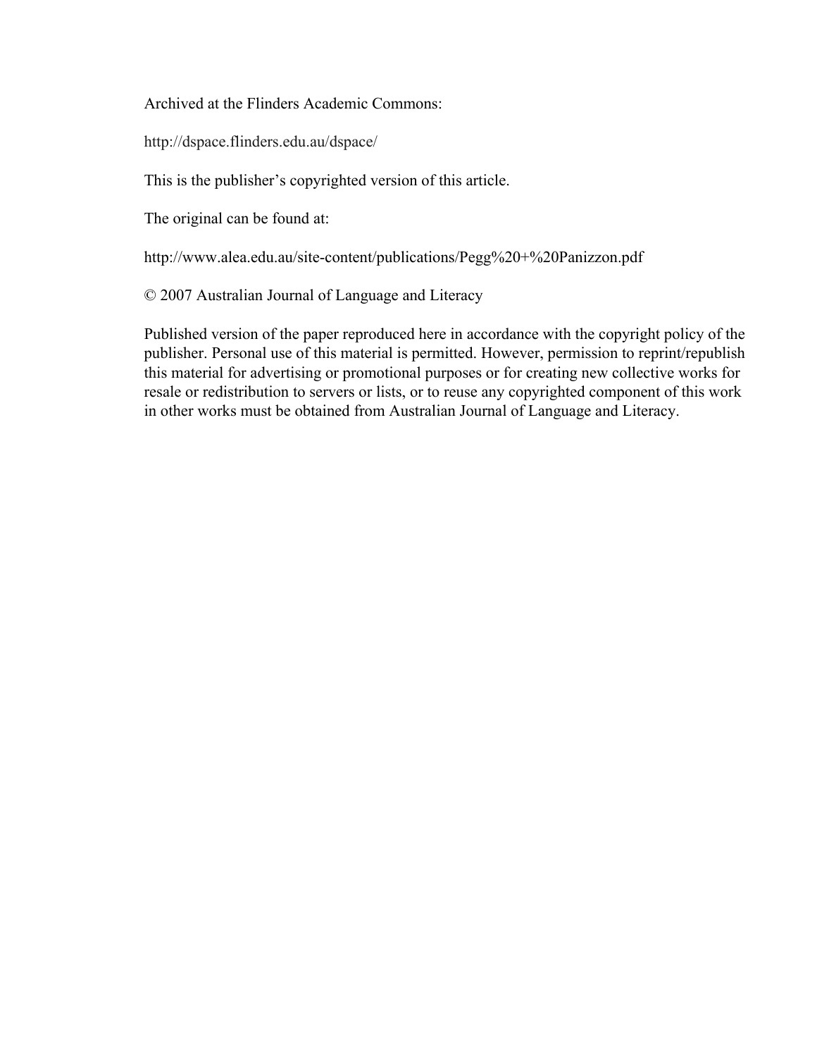Archived at the Flinders Academic Commons:

http://dspace.flinders.edu.au/dspace/

This is the publisher's copyrighted version of this article.

The original can be found at:

http://www.alea.edu.au/site-content/publications/Pegg%20+%20Panizzon.pdf

© 2007 Australian Journal of Language and Literacy

Published version of the paper reproduced here in accordance with the copyright policy of the publisher. Personal use of this material is permitted. However, permission to reprint/republish this material for advertising or promotional purposes or for creating new collective works for resale or redistribution to servers or lists, or to reuse any copyrighted component of this work in other works must be obtained from Australian Journal of Language and Literacy.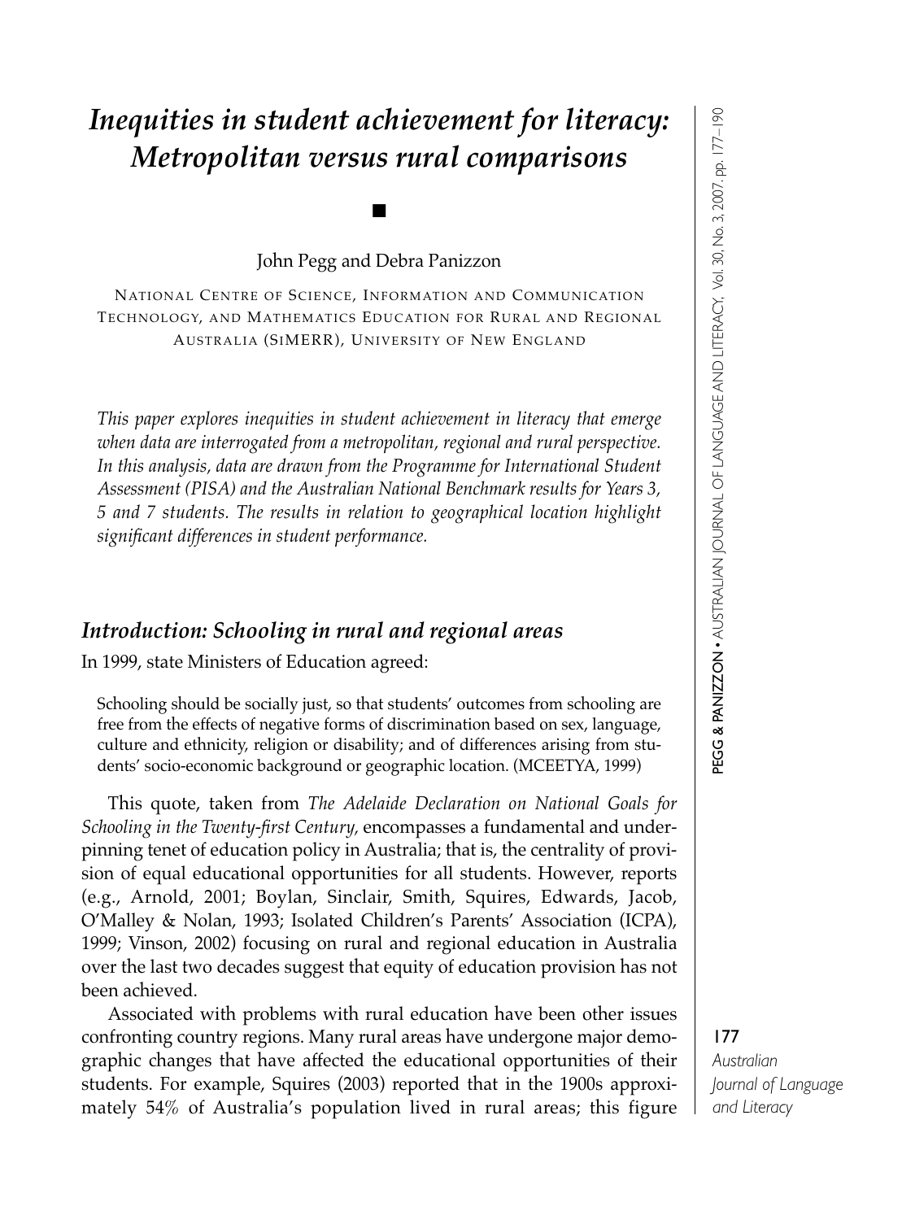# *Inequities in student achievement for literacy: Metropolitan versus rural comparisons*

■

John Pegg and Debra Panizzon

NATIONAL CENTRE OF SCIENCE, INFORMATION AND COMMUNICATION TECHNOLOGY, AND MATHEMATICS EDUCATION FOR RURAL AND REGIONAL AUSTRALIA (SIMERR), UNIVERSITY OF NEW ENGLAND

*This paper explores inequities in student achievement in literacy that emerge when data are interrogated from a metropolitan, regional and rural perspective. In this analysis, data are drawn from the Programme for International Student Assessment (PISA) and the Australian National Benchmark results for Years 3, 5 and 7 students. The results in relation to geographical location highlight significant differences in student performance.*

## *Introduction: Schooling in rural and regional areas*

In 1999, state Ministers of Education agreed:

> Schooling should be socially just, so that students' outcomes from schooling are free from the effects of negative forms of discrimination based on sex, language, culture and ethnicity, religion or disability; and of differences arising from students' socio-economic background or geographic location. (MCEETYA, 1999)

This quote, taken from *The Adelaide Declaration on National Goals for Schooling in the Twenty-first Century*, encompasses a fundamental and underpinning tenet of education policy in Australia; that is, the centrality of provision of equal educational opportunities for all students. However, reports (e.g., Arnold, 2001; Boylan, Sinclair, Smith, Squires, Edwards, Jacob, O'Malley & Nolan, 1993; Isolated Children's Parents' Association (ICPA), 1999; Vinson, 2002) focusing on rural and regional education in Australia over the last two decades suggest that equity of education provision has not been achieved.

Associated with problems with rural education have been other issues confronting country regions. Many rural areas have undergone major demographic changes that have affected the educational opportunities of their students. For example, Squires (2003) reported that in the 1900s approximately 54% of Australia's population lived in rural areas; this figure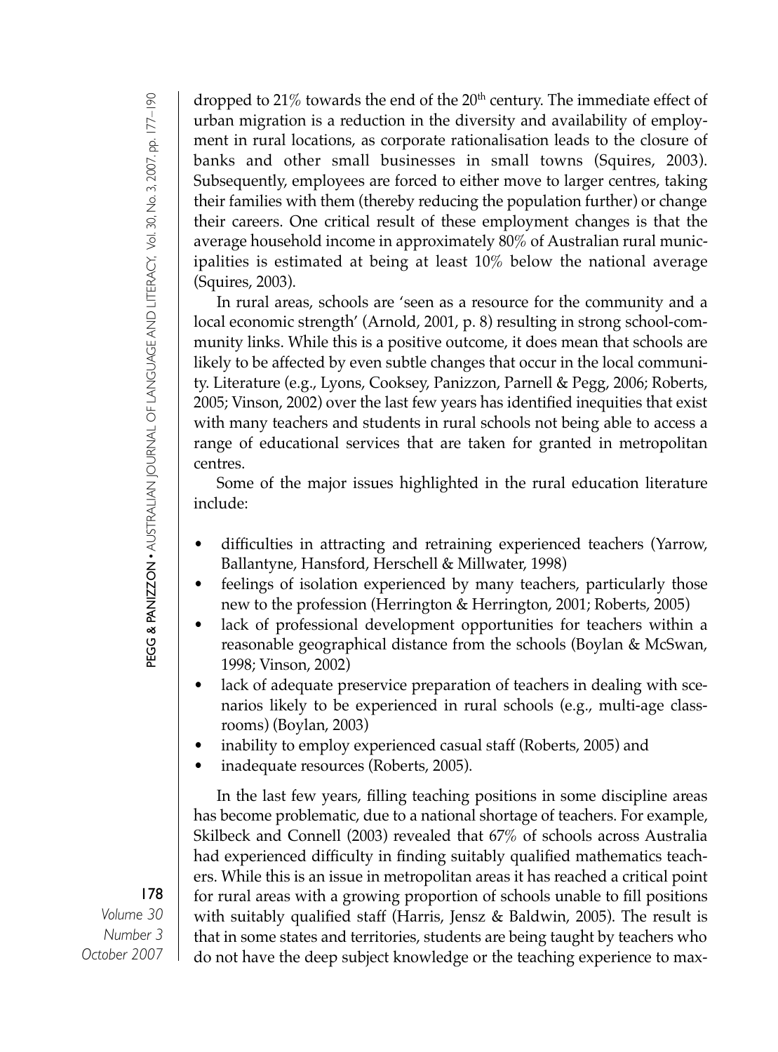dropped to 21% towards the end of the 20th century. The immediate effect of urban migration is a reduction in the diversity and availability of employment in rural locations, as corporate rationalisation leads to the closure of banks and other small businesses in small towns (Squires, 2003). Subsequently, employees are forced to either move to larger centres, taking their families with them (thereby reducing the population further) or change their careers. One critical result of these employment changes is that the average household income in approximately 80% of Australian rural municipalities is estimated at being at least 10% below the national average (Squires, 2003).

In rural areas, schools are 'seen as a resource for the community and a local economic strength' (Arnold, 2001, p. 8) resulting in strong school-community links. While this is a positive outcome, it does mean that schools are likely to be affected by even subtle changes that occur in the local community. Literature (e.g., Lyons, Cooksey, Panizzon, Parnell & Pegg, 2006; Roberts, 2005; Vinson, 2002) over the last few years has identified inequities that exist with many teachers and students in rural schools not being able to access a range of educational services that are taken for granted in metropolitan centres.

Some of the major issues highlighted in the rural education literature include:

- difficulties in attracting and retraining experienced teachers (Yarrow, Ballantyne, Hansford, Herschell & Millwater, 1998)
- feelings of isolation experienced by many teachers, particularly those new to the profession (Herrington & Herrington, 2001; Roberts, 2005)
- lack of professional development opportunities for teachers within a reasonable geographical distance from the schools (Boylan & McSwan, 1998; Vinson, 2002)
- lack of adequate preservice preparation of teachers in dealing with scenarios likely to be experienced in rural schools (e.g., multi-age classrooms) (Boylan, 2003)
- inability to employ experienced casual staff (Roberts, 2005) and
- inadequate resources (Roberts, 2005).

In the last few years, filling teaching positions in some discipline areas has become problematic, due to a national shortage of teachers. For example, Skilbeck and Connell (2003) revealed that 67% of schools across Australia had experienced difficulty in finding suitably qualified mathematics teachers. While this is an issue in metropolitan areas it has reached a critical point for rural areas with a growing proportion of schools unable to fill positions with suitably qualified staff (Harris, Jensz & Baldwin, 2005). The result is that in some states and territories, students are being taught by teachers who do not have the deep subject knowledge or the teaching experience to max-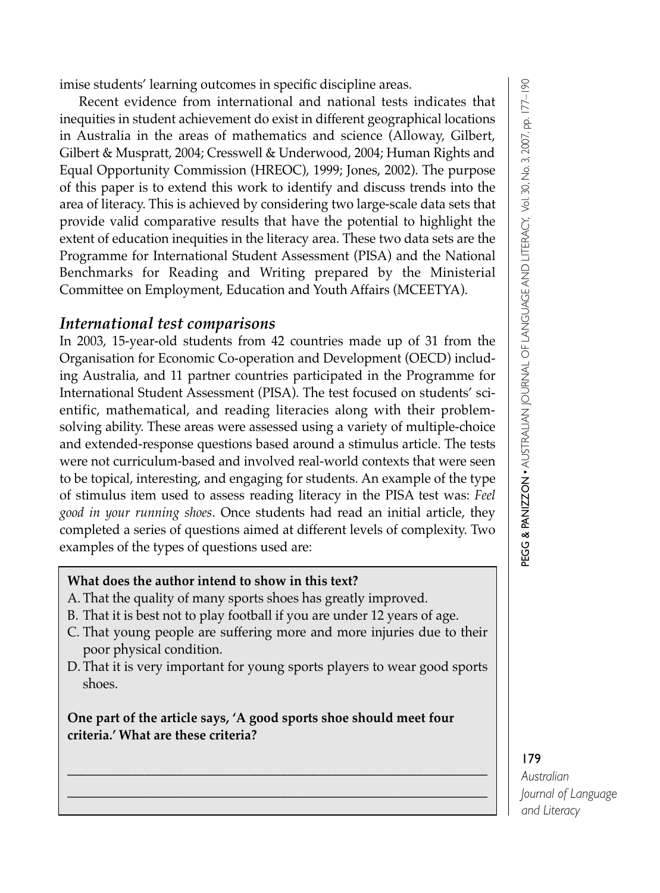imise students' learning outcomes in specific discipline areas.

Recent evidence from international and national tests indicates that inequities in student achievement do exist in different geographical locations in Australia in the areas of mathematics and science (Alloway, Gilbert, Gilbert & Muspratt, 2004; Cresswell & Underwood, 2004; Human Rights and Equal Opportunity Commission (HREOC), 1999; Jones, 2002). The purpose of this paper is to extend this work to identify and discuss trends into the area of literacy. This is achieved by considering two large-scale data sets that provide valid comparative results that have the potential to highlight the extent of education inequities in the literacy area. These two data sets are the Programme for International Student Assessment (PISA) and the National Benchmarks for Reading and Writing prepared by the Ministerial Committee on Employment, Education and Youth Affairs (MCEETYA).

## *International test comparisons*

In 2003, 15-year-old students from 42 countries made up of 31 from the Organisation for Economic Co-operation and Development (OECD) including Australia, and 11 partner countries participated in the Programme for International Student Assessment (PISA). The test focused on students' scientific, mathematical, and reading literacies along with their problem-solving ability. These areas were assessed using a variety of multiple-choice and extended-response questions based around a stimulus article. The tests were not curriculum-based and involved real-world contexts that were seen to be topical, interesting, and engaging for students. An example of the type of stimulus item used to assess reading literacy in the PISA test was: *Feel good in your running shoes*. Once students had read an initial article, they completed a series of questions aimed at different levels of complexity. Two examples of the types of questions used are:

**What does the author intend to show in this text?**

A. That the quality of many sports shoes has greatly improved.
B. That it is best not to play football if you are under 12 years of age.
C. That young people are suffering more and more injuries due to their poor physical condition.
D. That it is very important for young sports players to wear good sports shoes.

**One part of the article says, 'A good sports shoe should meet four criteria.' What are these criteria?**

\_\_\_\_\_\_\_\_\_\_\_\_\_\_\_\_\_\_\_\_\_\_\_\_\_\_\_\_\_\_\_\_\_\_\_\_\_\_\_\_\_\_\_\_\_\_\_\_\_\_\_\_\_\_\_\_\_\_\_\_

\_\_\_\_\_\_\_\_\_\_\_\_\_\_\_\_\_\_\_\_\_\_\_\_\_\_\_\_\_\_\_\_\_\_\_\_\_\_\_\_\_\_\_\_\_\_\_\_\_\_\_\_\_\_\_\_\_\_\_\_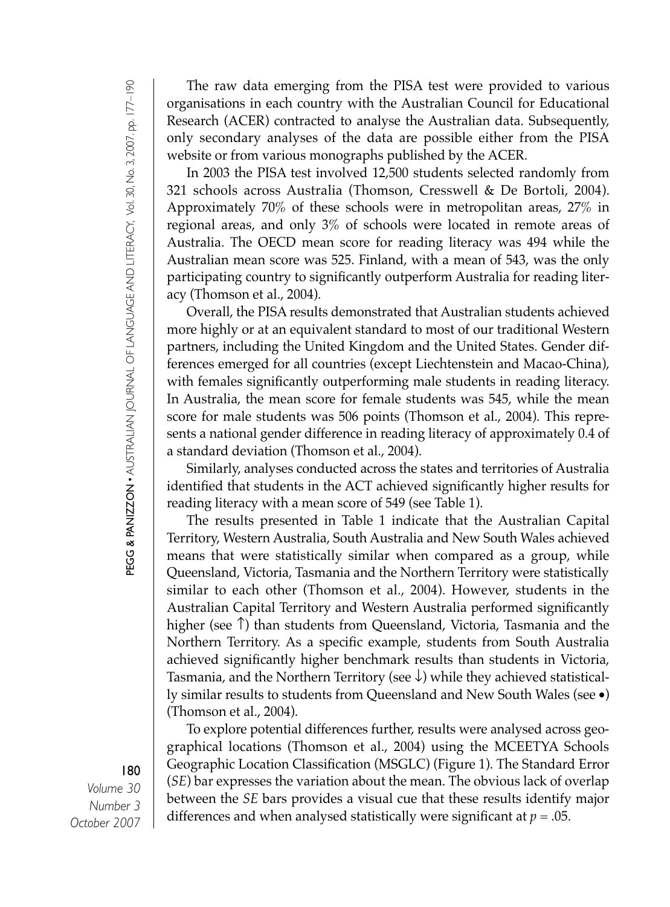The raw data emerging from the PISA test were provided to various organisations in each country with the Australian Council for Educational Research (ACER) contracted to analyse the Australian data. Subsequently, only secondary analyses of the data are possible either from the PISA website or from various monographs published by the ACER.

In 2003 the PISA test involved 12,500 students selected randomly from 321 schools across Australia (Thomson, Cresswell & De Bortoli, 2004). Approximately 70% of these schools were in metropolitan areas, 27% in regional areas, and only 3% of schools were located in remote areas of Australia. The OECD mean score for reading literacy was 494 while the Australian mean score was 525. Finland, with a mean of 543, was the only participating country to significantly outperform Australia for reading literacy (Thomson et al., 2004).

Overall, the PISA results demonstrated that Australian students achieved more highly or at an equivalent standard to most of our traditional Western partners, including the United Kingdom and the United States. Gender differences emerged for all countries (except Liechtenstein and Macao-China), with females significantly outperforming male students in reading literacy. In Australia, the mean score for female students was 545, while the mean score for male students was 506 points (Thomson et al., 2004). This represents a national gender difference in reading literacy of approximately 0.4 of a standard deviation (Thomson et al., 2004).

Similarly, analyses conducted across the states and territories of Australia identified that students in the ACT achieved significantly higher results for reading literacy with a mean score of 549 (see Table 1).

The results presented in Table 1 indicate that the Australian Capital Territory, Western Australia, South Australia and New South Wales achieved means that were statistically similar when compared as a group, while Queensland, Victoria, Tasmania and the Northern Territory were statistically similar to each other (Thomson et al., 2004). However, students in the Australian Capital Territory and Western Australia performed significantly higher (see ↑) than students from Queensland, Victoria, Tasmania and the Northern Territory. As a specific example, students from South Australia achieved significantly higher benchmark results than students in Victoria, Tasmania, and the Northern Territory (see ↓) while they achieved statistically similar results to students from Queensland and New South Wales (see •) (Thomson et al., 2004).

To explore potential differences further, results were analysed across geographical locations (Thomson et al., 2004) using the MCEETYA Schools Geographic Location Classification (MSGLC) (Figure 1). The Standard Error (*SE*) bar expresses the variation about the mean. The obvious lack of overlap between the *SE* bars provides a visual cue that these results identify major differences and when analysed statistically were significant at $p = .05$.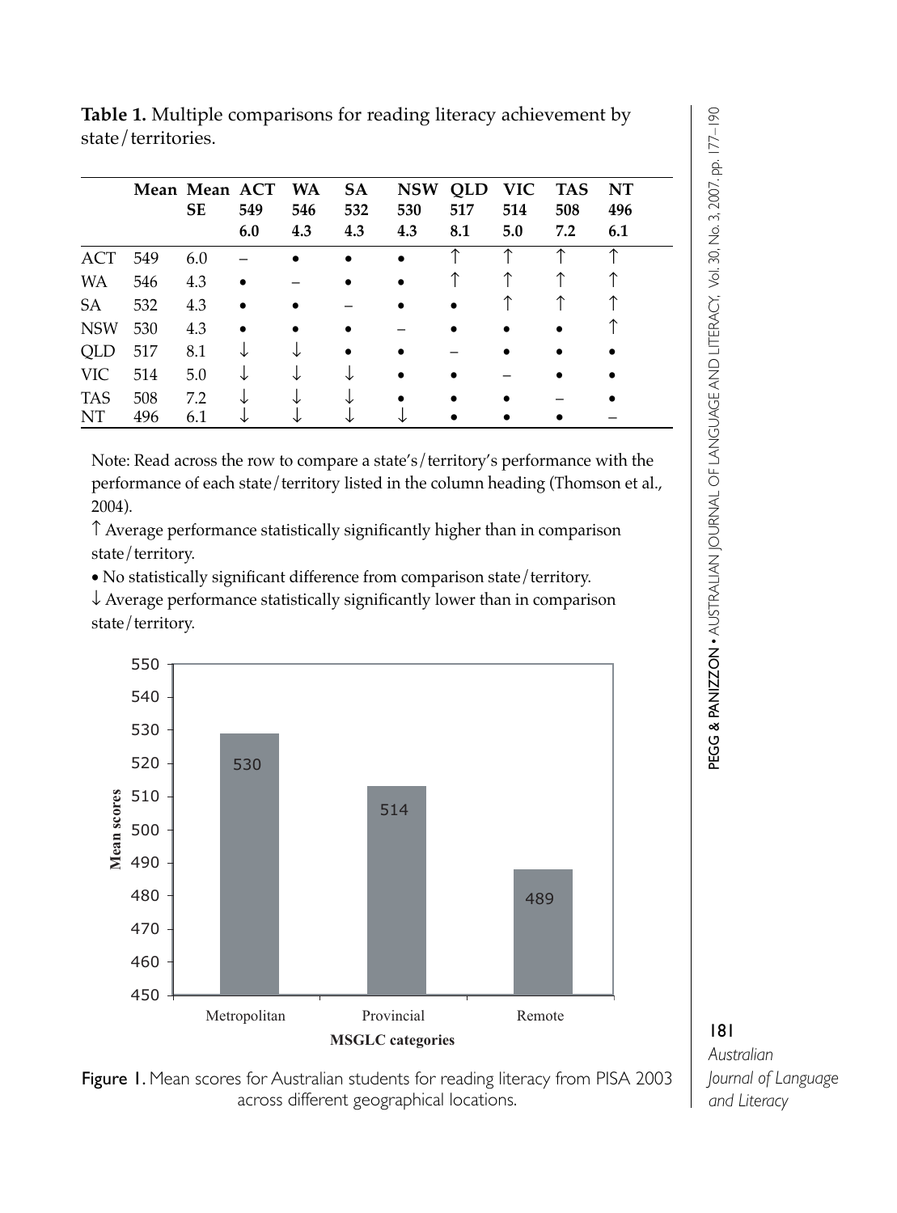**Table 1.** Multiple comparisons for reading literacy achievement by state/territories.

| | Mean | Mean SE | ACT 549 6.0 | WA 546 4.3 | SA 532 4.3 | NSW 530 4.3 | QLD 517 8.1 | VIC 514 5.0 | TAS 508 7.2 | NT 496 6.1 |
|---|---|---|---|---|---|---|---|---|---|---|
| ACT | 549 | 6.0 | – | • | • | • | ↑ | ↑ | ↑ | ↑ |
| WA | 546 | 4.3 | • | – | • | • | ↑ | ↑ | ↑ | ↑ |
| SA | 532 | 4.3 | • | • | – | • | • | ↑ | ↑ | ↑ |
| NSW | 530 | 4.3 | • | • | • | – | • | • | • | ↑ |
| QLD | 517 | 8.1 | ↓ | ↓ | • | • | – | • | • | • |
| VIC | 514 | 5.0 | ↓ | ↓ | ↓ | • | • | – | • | • |
| TAS | 508 | 7.2 | ↓ | ↓ | ↓ | • | • | • | – | • |
| NT | 496 | 6.1 | ↓ | ↓ | ↓ | ↓ | • | • | • | – |

Note: Read across the row to compare a state's/territory's performance with the performance of each state/territory listed in the column heading (Thomson et al., 2004).

↑ Average performance statistically significantly higher than in comparison state/territory.

• No statistically significant difference from comparison state/territory.

↓ Average performance statistically significantly lower than in comparison state/territory.

Figure 1. Mean scores for Australian students for reading literacy from PISA 2003 across different geographical locations.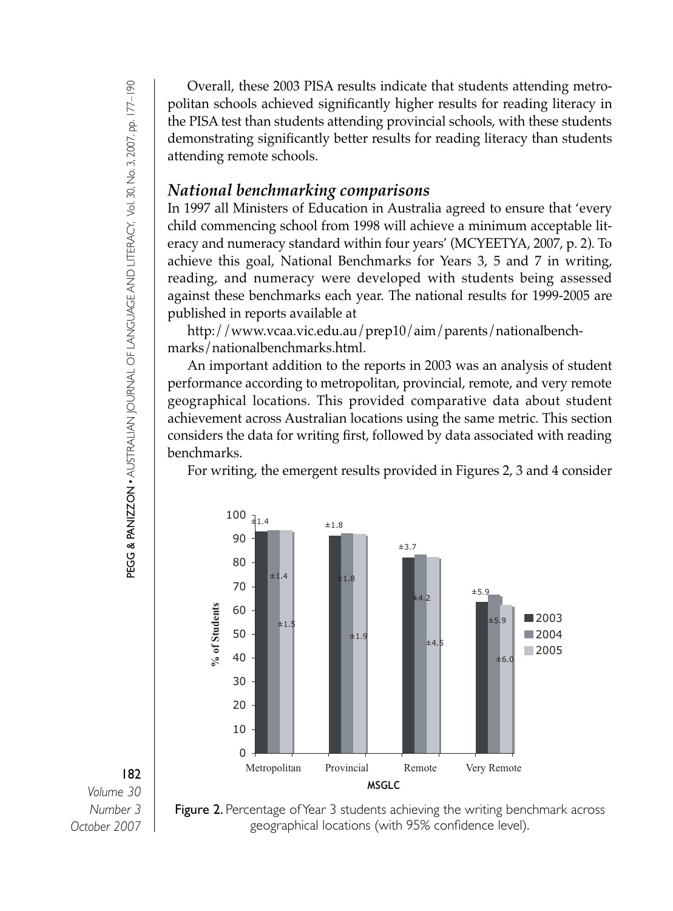Overall, these 2003 PISA results indicate that students attending metropolitan schools achieved significantly higher results for reading literacy in the PISA test than students attending provincial schools, with these students demonstrating significantly better results for reading literacy than students attending remote schools.

### *National benchmarking comparisons*

In 1997 all Ministers of Education in Australia agreed to ensure that 'every child commencing school from 1998 will achieve a minimum acceptable literacy and numeracy standard within four years' (MCYEETYA, 2007, p. 2). To achieve this goal, National Benchmarks for Years 3, 5 and 7 in writing, reading, and numeracy were developed with students being assessed against these benchmarks each year. The national results for 1999-2005 are published in reports available at

http://www.vcaa.vic.edu.au/prep10/aim/parents/nationalbenchmarks/nationalbenchmarks.html.

An important addition to the reports in 2003 was an analysis of student performance according to metropolitan, provincial, remote, and very remote geographical locations. This provided comparative data about student achievement across Australian locations using the same metric. This section considers the data for writing first, followed by data associated with reading benchmarks.

For writing, the emergent results provided in Figures 2, 3 and 4 consider

Figure 2. Percentage of Year 3 students achieving the writing benchmark across geographical locations (with 95% confidence level).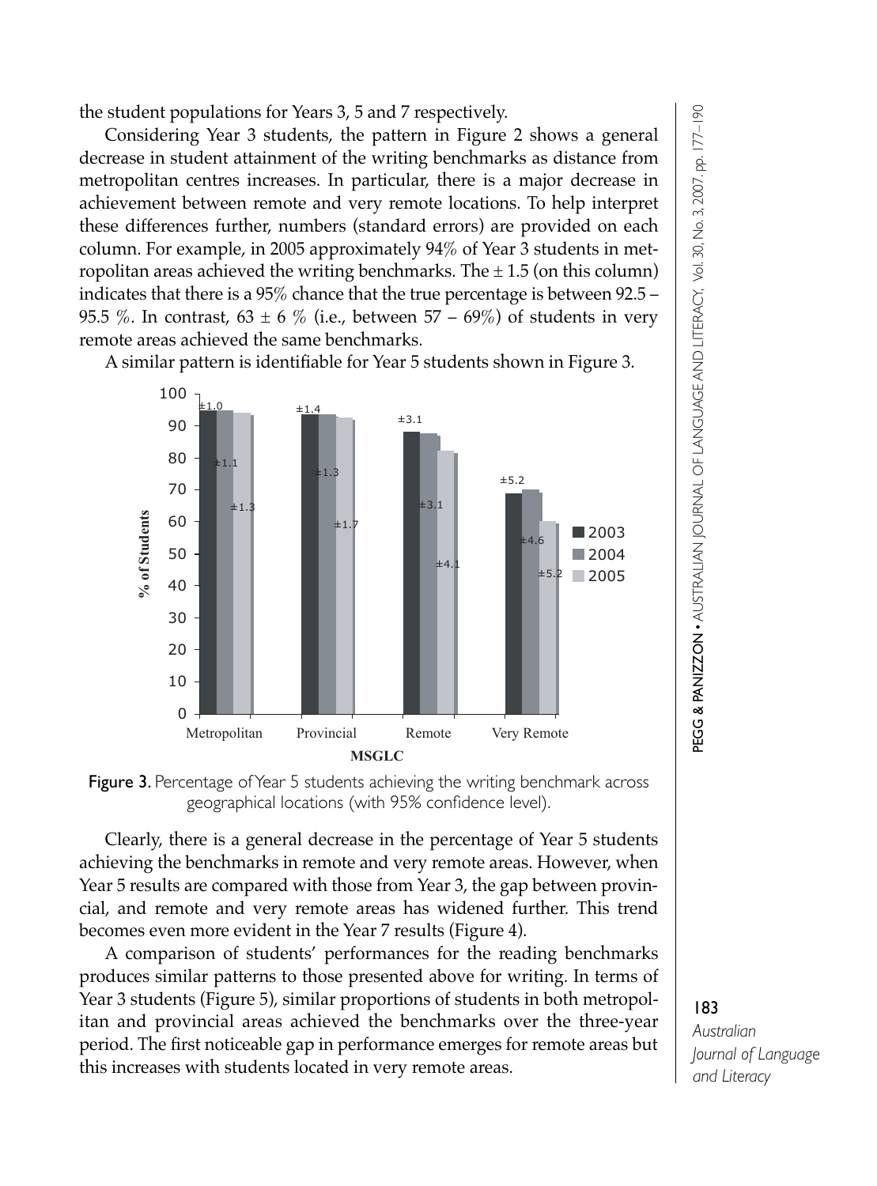the student populations for Years 3, 5 and 7 respectively.

Considering Year 3 students, the pattern in Figure 2 shows a general decrease in student attainment of the writing benchmarks as distance from metropolitan centres increases. In particular, there is a major decrease in achievement between remote and very remote locations. To help interpret these differences further, numbers (standard errors) are provided on each column. For example, in 2005 approximately 94% of Year 3 students in metropolitan areas achieved the writing benchmarks. The ± 1.5 (on this column) indicates that there is a 95% chance that the true percentage is between 92.5 – 95.5 %. In contrast, 63 ± 6 % (i.e., between 57 – 69%) of students in very remote areas achieved the same benchmarks.

A similar pattern is identifiable for Year 5 students shown in Figure 3.

Figure 3. Percentage of Year 5 students achieving the writing benchmark across geographical locations (with 95% confidence level).

Clearly, there is a general decrease in the percentage of Year 5 students achieving the benchmarks in remote and very remote areas. However, when Year 5 results are compared with those from Year 3, the gap between provincial, and remote and very remote areas has widened further. This trend becomes even more evident in the Year 7 results (Figure 4).

A comparison of students' performances for the reading benchmarks produces similar patterns to those presented above for writing. In terms of Year 3 students (Figure 5), similar proportions of students in both metropolitan and provincial areas achieved the benchmarks over the three-year period. The first noticeable gap in performance emerges for remote areas but this increases with students located in very remote areas.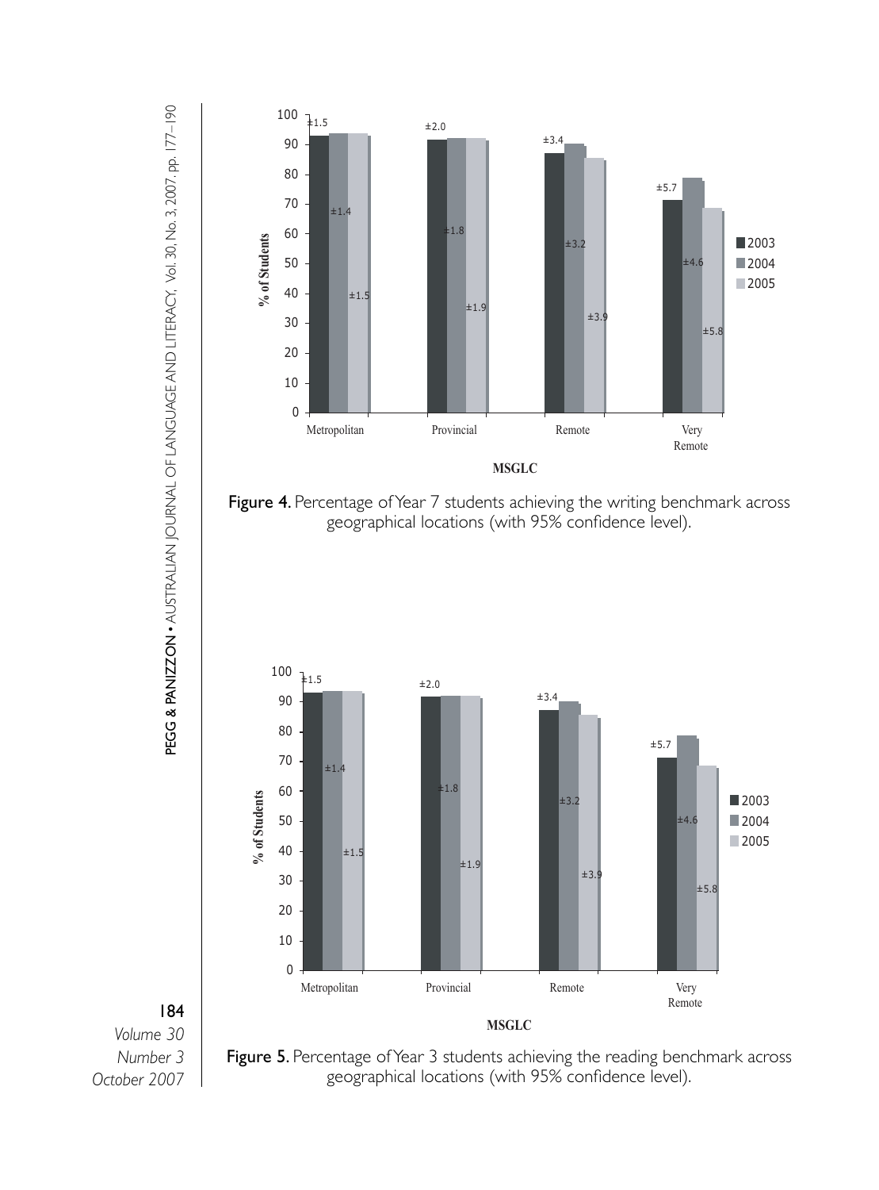Figure 4. Percentage of Year 7 students achieving the writing benchmark across geographical locations (with 95% confidence level).

Figure 5. Percentage of Year 3 students achieving the reading benchmark across geographical locations (with 95% confidence level).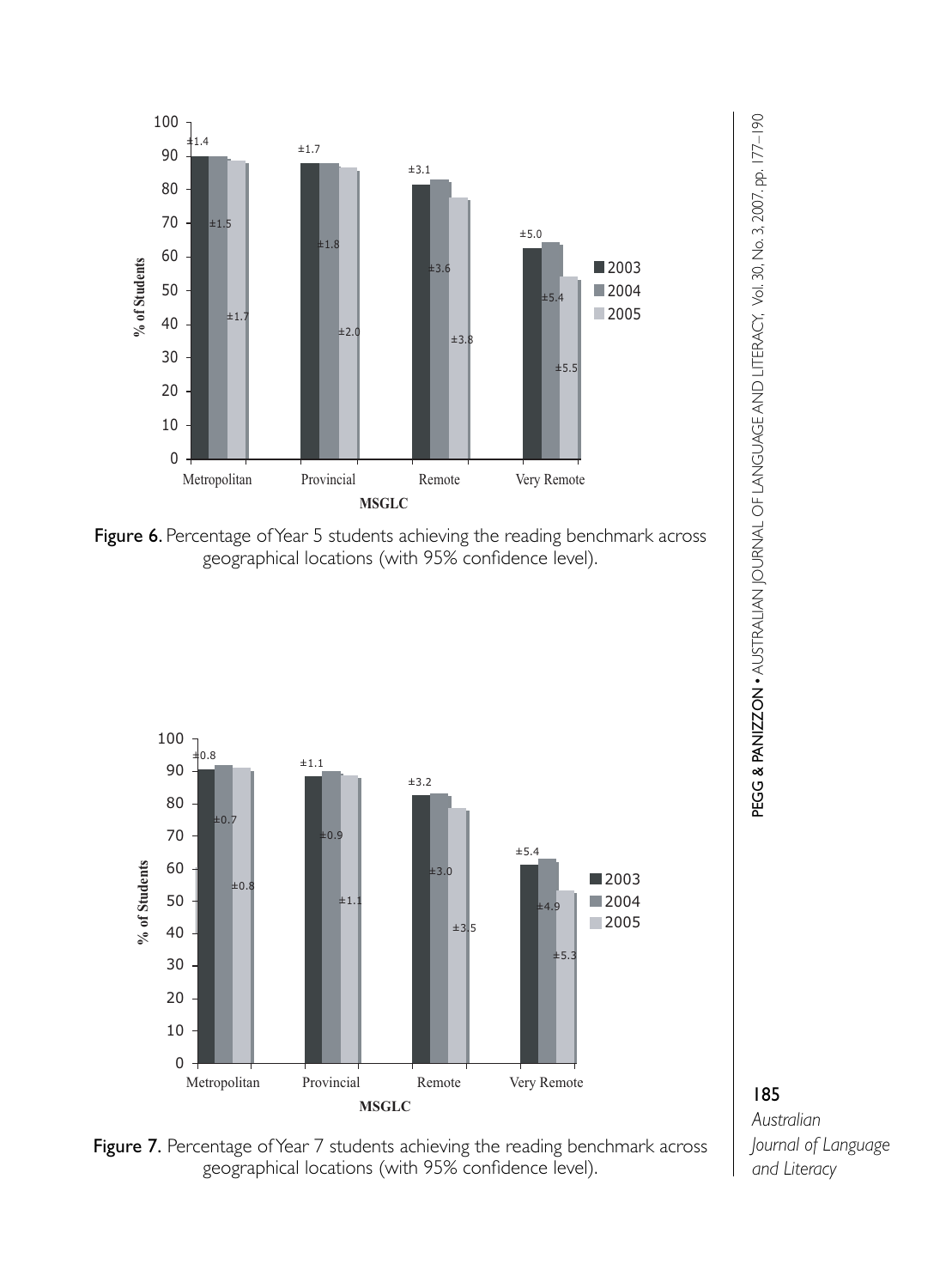Figure 6. Percentage of Year 5 students achieving the reading benchmark across geographical locations (with 95% confidence level).

Figure 7. Percentage of Year 7 students achieving the reading benchmark across geographical locations (with 95% confidence level).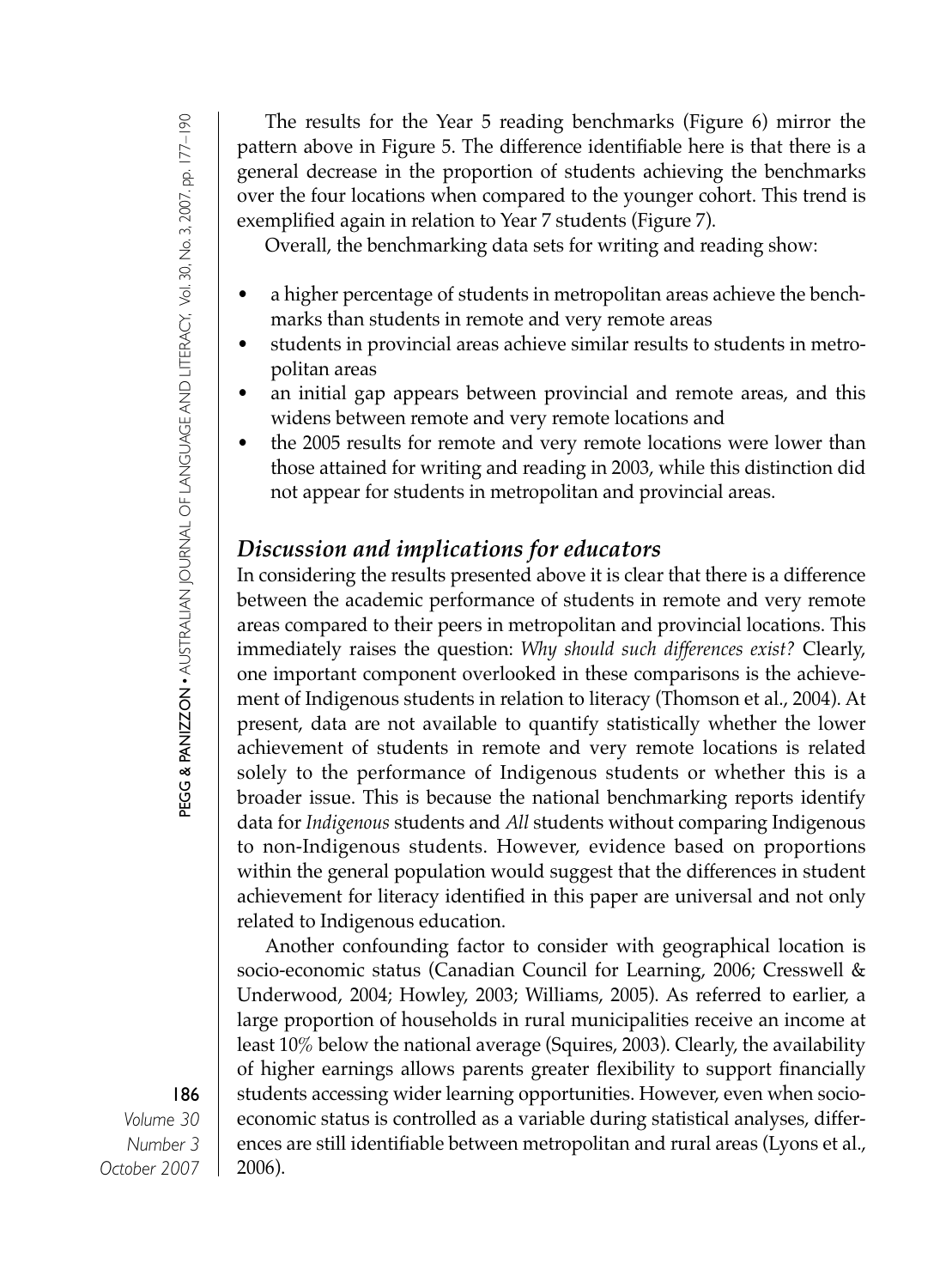The results for the Year 5 reading benchmarks (Figure 6) mirror the pattern above in Figure 5. The difference identifiable here is that there is a general decrease in the proportion of students achieving the benchmarks over the four locations when compared to the younger cohort. This trend is exemplified again in relation to Year 7 students (Figure 7).

Overall, the benchmarking data sets for writing and reading show:

- a higher percentage of students in metropolitan areas achieve the benchmarks than students in remote and very remote areas
- students in provincial areas achieve similar results to students in metropolitan areas
- an initial gap appears between provincial and remote areas, and this widens between remote and very remote locations and
- the 2005 results for remote and very remote locations were lower than those attained for writing and reading in 2003, while this distinction did not appear for students in metropolitan and provincial areas.

## *Discussion and implications for educators*

In considering the results presented above it is clear that there is a difference between the academic performance of students in remote and very remote areas compared to their peers in metropolitan and provincial locations. This immediately raises the question: *Why should such differences exist?* Clearly, one important component overlooked in these comparisons is the achievement of Indigenous students in relation to literacy (Thomson et al., 2004). At present, data are not available to quantify statistically whether the lower achievement of students in remote and very remote locations is related solely to the performance of Indigenous students or whether this is a broader issue. This is because the national benchmarking reports identify data for *Indigenous* students and *All* students without comparing Indigenous to non-Indigenous students. However, evidence based on proportions within the general population would suggest that the differences in student achievement for literacy identified in this paper are universal and not only related to Indigenous education.

Another confounding factor to consider with geographical location is socio-economic status (Canadian Council for Learning, 2006; Cresswell & Underwood, 2004; Howley, 2003; Williams, 2005). As referred to earlier, a large proportion of households in rural municipalities receive an income at least 10% below the national average (Squires, 2003). Clearly, the availability of higher earnings allows parents greater flexibility to support financially students accessing wider learning opportunities. However, even when socio-economic status is controlled as a variable during statistical analyses, differences are still identifiable between metropolitan and rural areas (Lyons et al., 2006).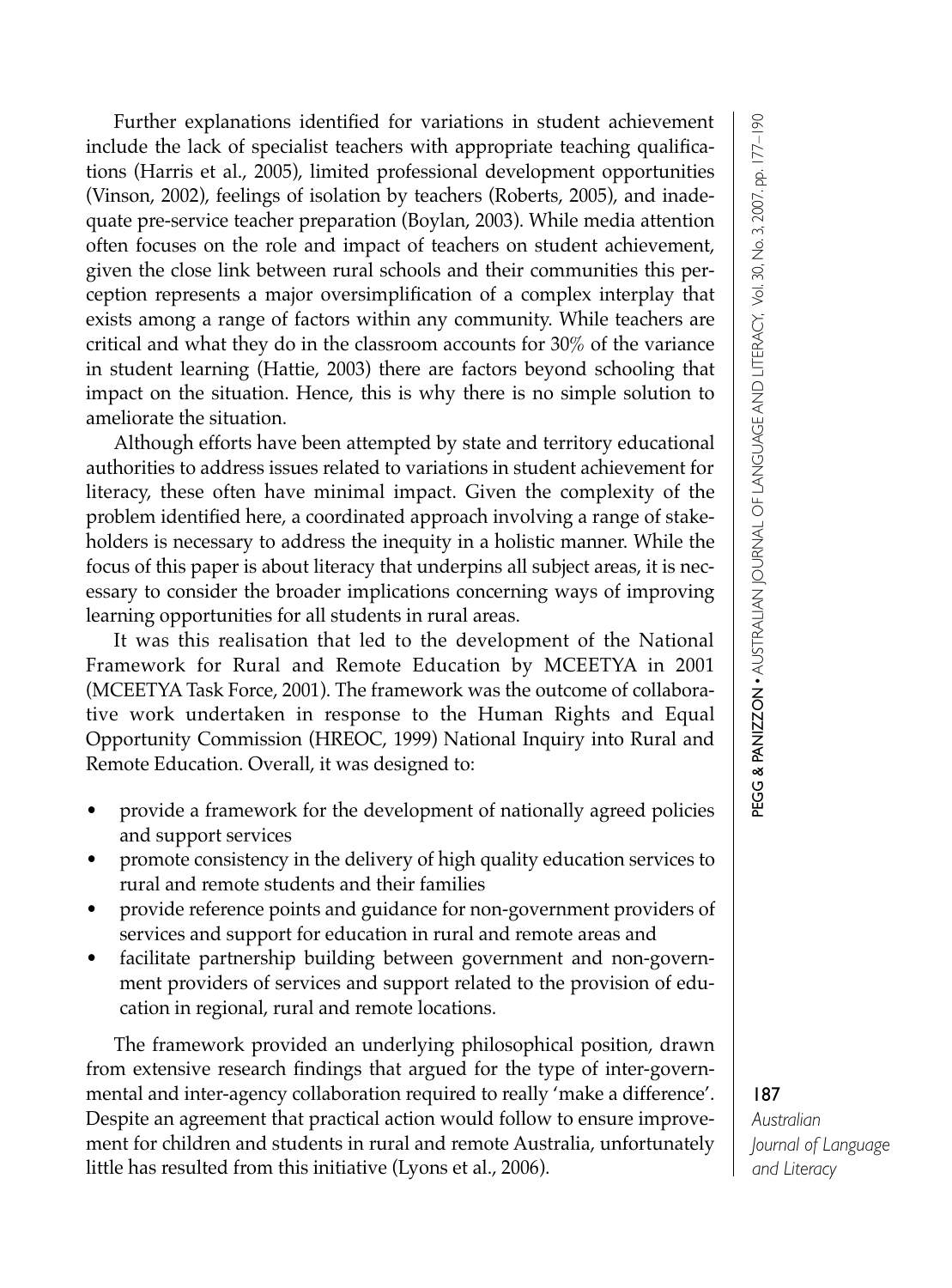Further explanations identified for variations in student achievement include the lack of specialist teachers with appropriate teaching qualifications (Harris et al., 2005), limited professional development opportunities (Vinson, 2002), feelings of isolation by teachers (Roberts, 2005), and inadequate pre-service teacher preparation (Boylan, 2003). While media attention often focuses on the role and impact of teachers on student achievement, given the close link between rural schools and their communities this perception represents a major oversimplification of a complex interplay that exists among a range of factors within any community. While teachers are critical and what they do in the classroom accounts for 30% of the variance in student learning (Hattie, 2003) there are factors beyond schooling that impact on the situation. Hence, this is why there is no simple solution to ameliorate the situation.

Although efforts have been attempted by state and territory educational authorities to address issues related to variations in student achievement for literacy, these often have minimal impact. Given the complexity of the problem identified here, a coordinated approach involving a range of stakeholders is necessary to address the inequity in a holistic manner. While the focus of this paper is about literacy that underpins all subject areas, it is necessary to consider the broader implications concerning ways of improving learning opportunities for all students in rural areas.

It was this realisation that led to the development of the National Framework for Rural and Remote Education by MCEETYA in 2001 (MCEETYA Task Force, 2001). The framework was the outcome of collaborative work undertaken in response to the Human Rights and Equal Opportunity Commission (HREOC, 1999) National Inquiry into Rural and Remote Education. Overall, it was designed to:

- provide a framework for the development of nationally agreed policies and support services
- promote consistency in the delivery of high quality education services to rural and remote students and their families
- provide reference points and guidance for non-government providers of services and support for education in rural and remote areas and
- facilitate partnership building between government and non-government providers of services and support related to the provision of education in regional, rural and remote locations.

The framework provided an underlying philosophical position, drawn from extensive research findings that argued for the type of inter-governmental and inter-agency collaboration required to really 'make a difference'. Despite an agreement that practical action would follow to ensure improvement for children and students in rural and remote Australia, unfortunately little has resulted from this initiative (Lyons et al., 2006).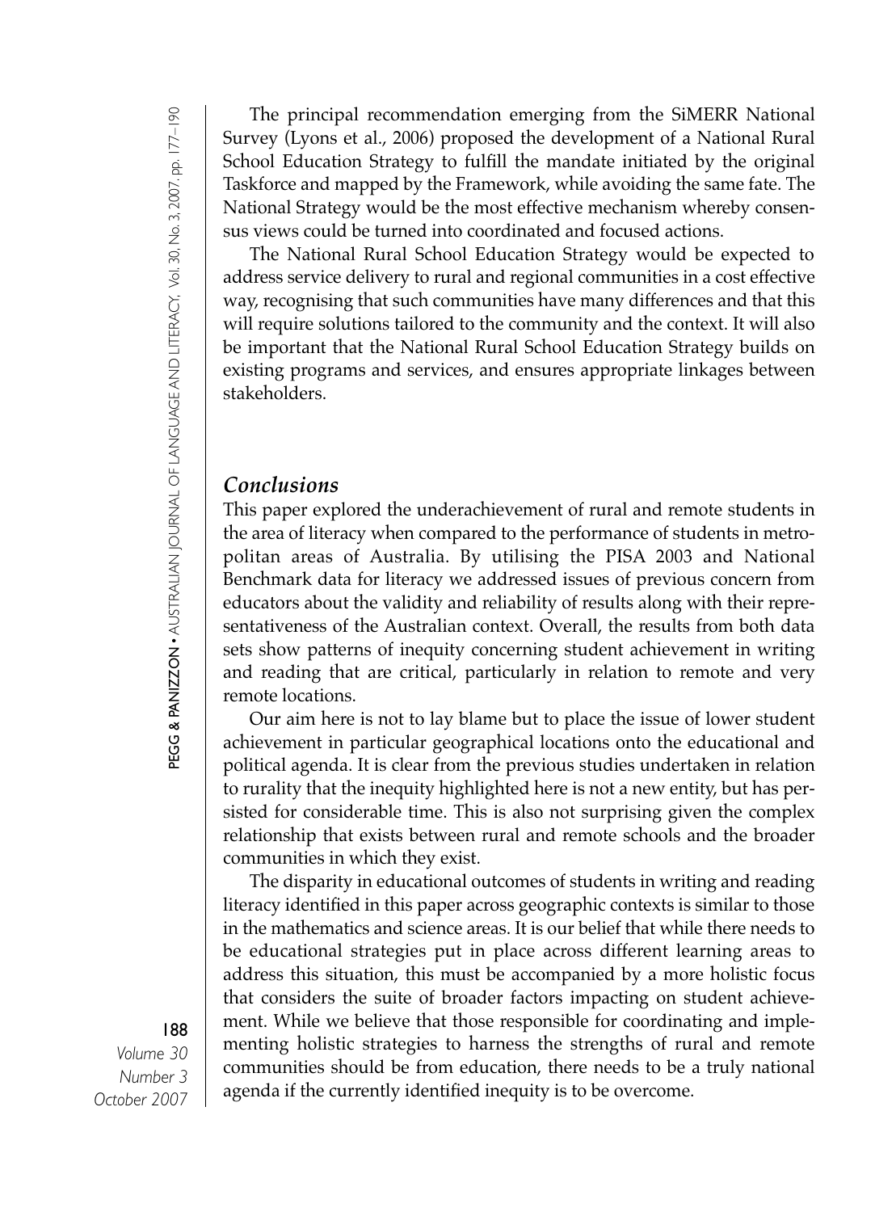The principal recommendation emerging from the SiMERR National Survey (Lyons et al., 2006) proposed the development of a National Rural School Education Strategy to fulfill the mandate initiated by the original Taskforce and mapped by the Framework, while avoiding the same fate. The National Strategy would be the most effective mechanism whereby consensus views could be turned into coordinated and focused actions.

The National Rural School Education Strategy would be expected to address service delivery to rural and regional communities in a cost effective way, recognising that such communities have many differences and that this will require solutions tailored to the community and the context. It will also be important that the National Rural School Education Strategy builds on existing programs and services, and ensures appropriate linkages between stakeholders.

## *Conclusions*

This paper explored the underachievement of rural and remote students in the area of literacy when compared to the performance of students in metropolitan areas of Australia. By utilising the PISA 2003 and National Benchmark data for literacy we addressed issues of previous concern from educators about the validity and reliability of results along with their representativeness of the Australian context. Overall, the results from both data sets show patterns of inequity concerning student achievement in writing and reading that are critical, particularly in relation to remote and very remote locations.

Our aim here is not to lay blame but to place the issue of lower student achievement in particular geographical locations onto the educational and political agenda. It is clear from the previous studies undertaken in relation to rurality that the inequity highlighted here is not a new entity, but has persisted for considerable time. This is also not surprising given the complex relationship that exists between rural and remote schools and the broader communities in which they exist.

The disparity in educational outcomes of students in writing and reading literacy identified in this paper across geographic contexts is similar to those in the mathematics and science areas. It is our belief that while there needs to be educational strategies put in place across different learning areas to address this situation, this must be accompanied by a more holistic focus that considers the suite of broader factors impacting on student achievement. While we believe that those responsible for coordinating and implementing holistic strategies to harness the strengths of rural and remote communities should be from education, there needs to be a truly national agenda if the currently identified inequity is to be overcome.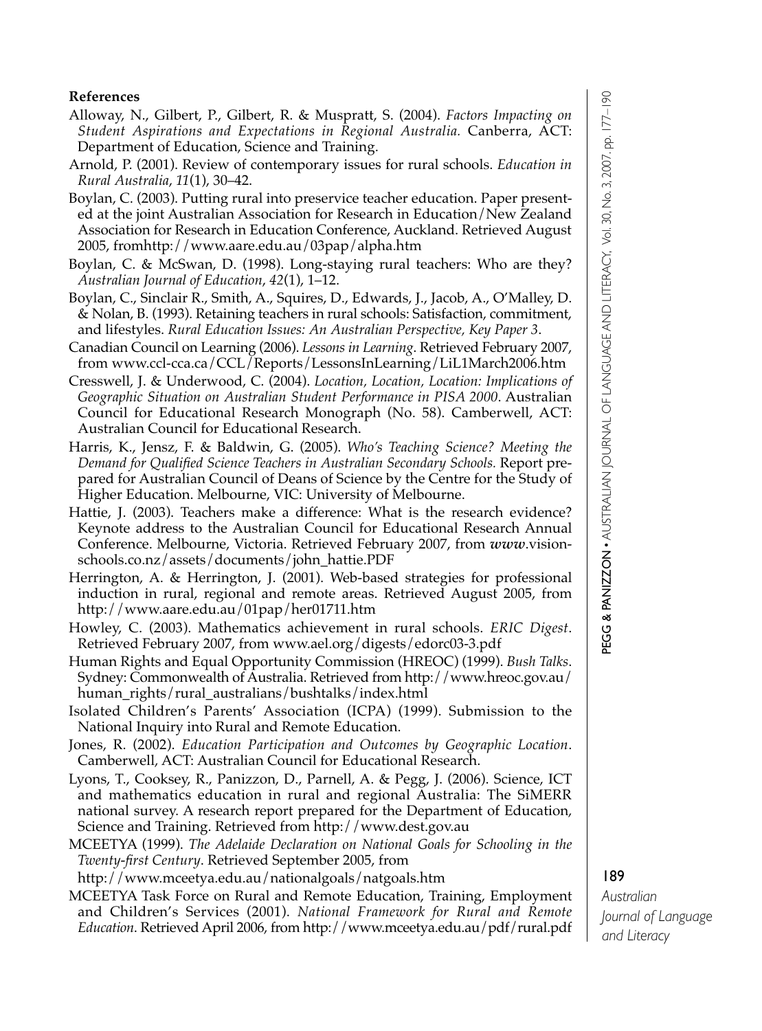**References**

Alloway, N., Gilbert, P., Gilbert, R. & Muspratt, S. (2004). *Factors Impacting on Student Aspirations and Expectations in Regional Australia.* Canberra, ACT: Department of Education, Science and Training.

Arnold, P. (2001). Review of contemporary issues for rural schools. *Education in Rural Australia*, *11*(1), 30–42.

Boylan, C. (2003). Putting rural into preservice teacher education. Paper presented at the joint Australian Association for Research in Education/New Zealand Association for Research in Education Conference, Auckland. Retrieved August 2005, fromhttp://www.aare.edu.au/03pap/alpha.htm

Boylan, C. & McSwan, D. (1998). Long-staying rural teachers: Who are they? *Australian Journal of Education*, *42*(1), 1–12.

Boylan, C., Sinclair R., Smith, A., Squires, D., Edwards, J., Jacob, A., O'Malley, D. & Nolan, B. (1993). Retaining teachers in rural schools: Satisfaction, commitment, and lifestyles. *Rural Education Issues: An Australian Perspective, Key Paper 3*.

Canadian Council on Learning (2006). *Lessons in Learning*. Retrieved February 2007, from www.ccl-cca.ca/CCL/Reports/LessonsInLearning/LiL1March2006.htm

Cresswell, J. & Underwood, C. (2004). *Location, Location, Location: Implications of Geographic Situation on Australian Student Performance in PISA 2000*. Australian Council for Educational Research Monograph (No. 58). Camberwell, ACT: Australian Council for Educational Research.

Harris, K., Jensz, F. & Baldwin, G. (2005). *Who's Teaching Science? Meeting the Demand for Qualified Science Teachers in Australian Secondary Schools.* Report prepared for Australian Council of Deans of Science by the Centre for the Study of Higher Education. Melbourne, VIC: University of Melbourne.

Hattie, J. (2003). Teachers make a difference: What is the research evidence? Keynote address to the Australian Council for Educational Research Annual Conference. Melbourne, Victoria. Retrieved February 2007, from ***www***.visionschools.co.nz/assets/documents/john_hattie.PDF

Herrington, A. & Herrington, J. (2001). Web-based strategies for professional induction in rural, regional and remote areas. Retrieved August 2005, from http://www.aare.edu.au/01pap/her01711.htm

Howley, C. (2003). Mathematics achievement in rural schools. *ERIC Digest*. Retrieved February 2007, from www.ael.org/digests/edorc03-3.pdf

Human Rights and Equal Opportunity Commission (HREOC) (1999). *Bush Talks*. Sydney: Commonwealth of Australia. Retrieved from http://www.hreoc.gov.au/human_rights/rural_australians/bushtalks/index.html

Isolated Children's Parents' Association (ICPA) (1999). Submission to the National Inquiry into Rural and Remote Education.

Jones, R. (2002). *Education Participation and Outcomes by Geographic Location*. Camberwell, ACT: Australian Council for Educational Research.

Lyons, T., Cooksey, R., Panizzon, D., Parnell, A. & Pegg, J. (2006). Science, ICT and mathematics education in rural and regional Australia: The SiMERR national survey. A research report prepared for the Department of Education, Science and Training. Retrieved from http://www.dest.gov.au

MCEETYA (1999). *The Adelaide Declaration on National Goals for Schooling in the Twenty-first Century*. Retrieved September 2005, from http://www.mceetya.edu.au/nationalgoals/natgoals.htm

MCEETYA Task Force on Rural and Remote Education, Training, Employment and Children's Services (2001). *National Framework for Rural and Remote Education*. Retrieved April 2006, from http://www.mceetya.edu.au/pdf/rural.pdf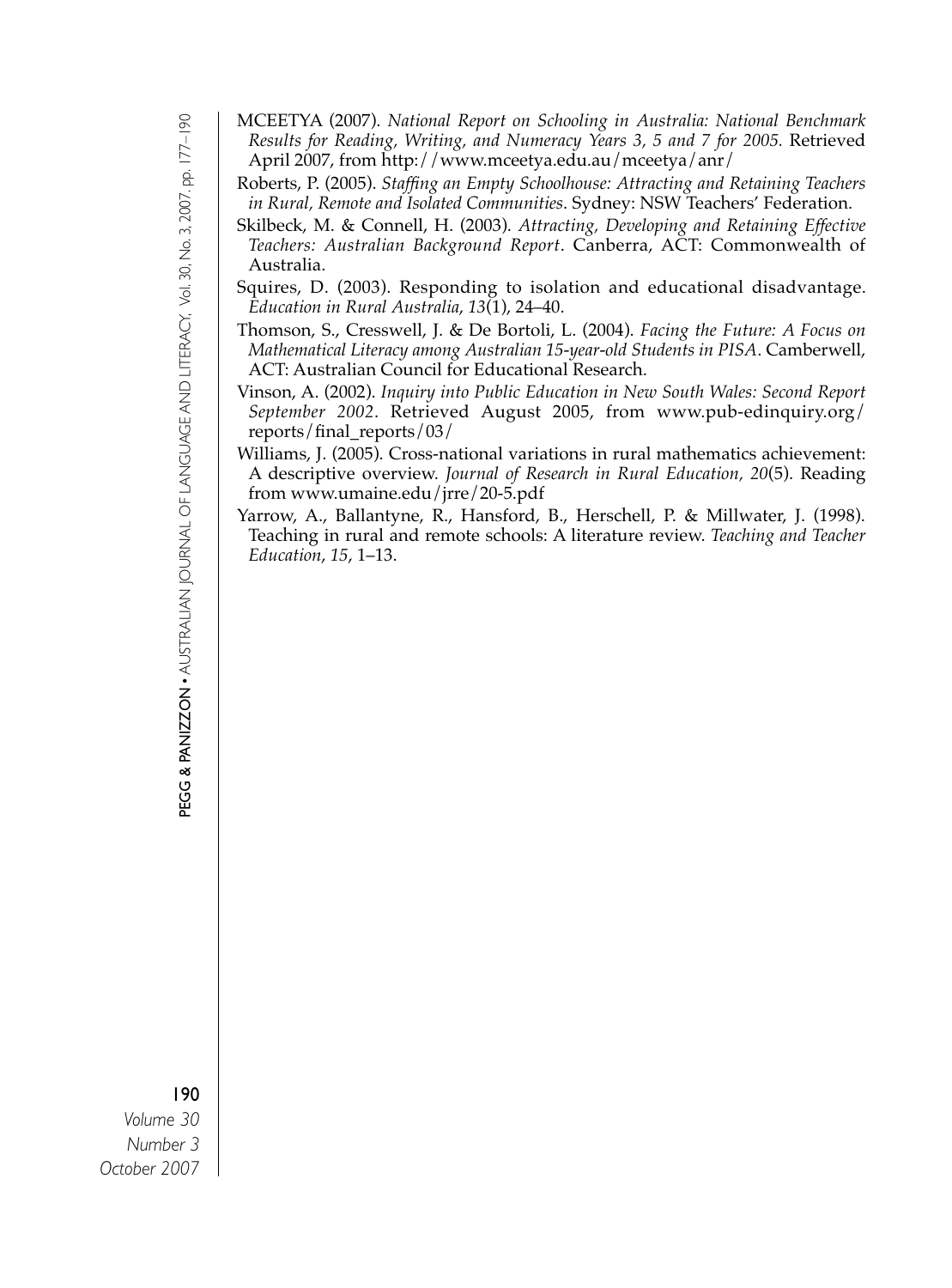MCEETYA (2007). *National Report on Schooling in Australia: National Benchmark Results for Reading, Writing, and Numeracy Years 3, 5 and 7 for 2005.* Retrieved April 2007, from http://www.mceetya.edu.au/mceetya/anr/

Roberts, P. (2005). *Staffing an Empty Schoolhouse: Attracting and Retaining Teachers in Rural, Remote and Isolated Communities*. Sydney: NSW Teachers' Federation.

Skilbeck, M. & Connell, H. (2003). *Attracting, Developing and Retaining Effective Teachers: Australian Background Report*. Canberra, ACT: Commonwealth of Australia.

Squires, D. (2003). Responding to isolation and educational disadvantage. *Education in Rural Australia*, *13*(1), 24–40.

Thomson, S., Cresswell, J. & De Bortoli, L. (2004). *Facing the Future: A Focus on Mathematical Literacy among Australian 15-year-old Students in PISA*. Camberwell, ACT: Australian Council for Educational Research.

Vinson, A. (2002). *Inquiry into Public Education in New South Wales: Second Report September 2002*. Retrieved August 2005, from www.pub-edinquiry.org/reports/final_reports/03/

Williams, J. (2005). Cross-national variations in rural mathematics achievement: A descriptive overview. *Journal of Research in Rural Education, 20*(5). Reading from www.umaine.edu/jrre/20-5.pdf

Yarrow, A., Ballantyne, R., Hansford, B., Herschell, P. & Millwater, J. (1998). Teaching in rural and remote schools: A literature review. *Teaching and Teacher Education*, *15*, 1–13.